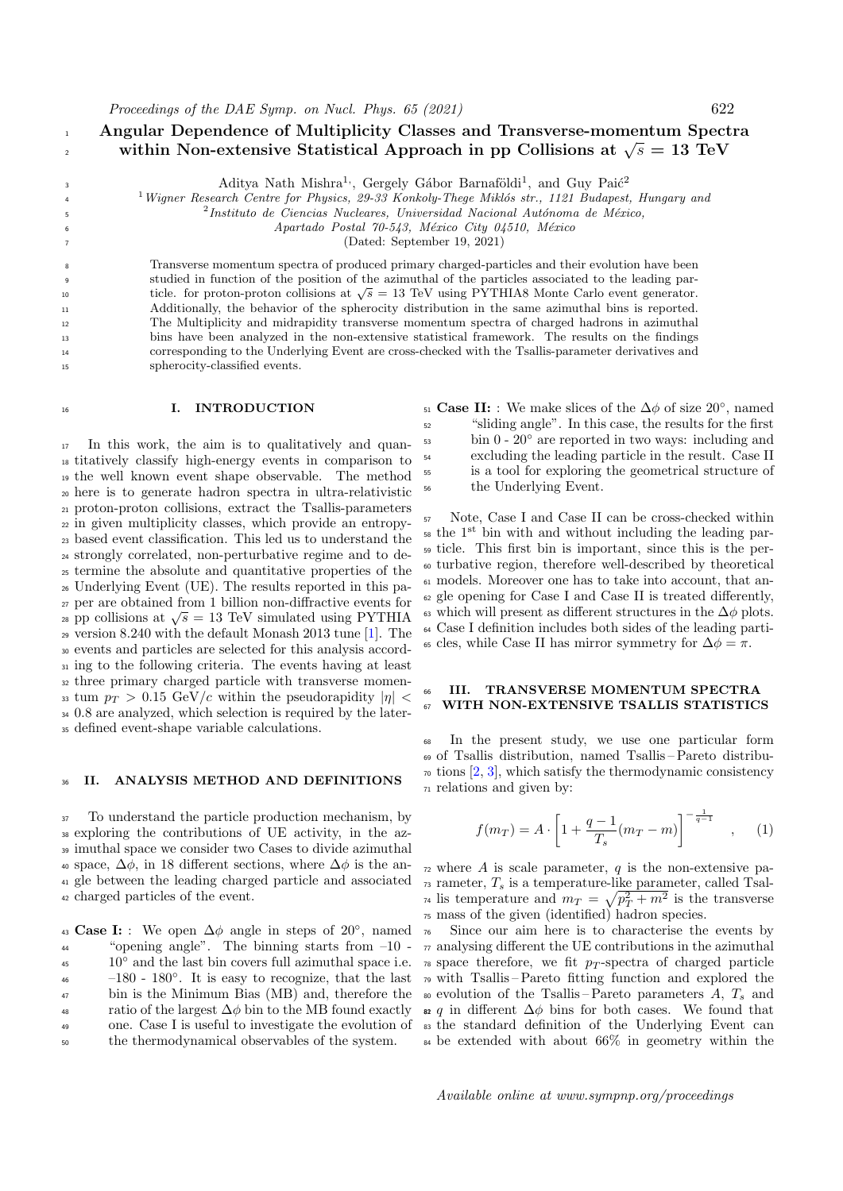# Angular Dependence of Multiplicity Classes and Transverse-momentum Spectra within Non-extensive Statistical Approach in pp Collisions at $\sqrt{s} = 13$ TeV

Aditya Nath Mishra[1], Gergely Gábor Barnaföldi[1], and Guy Paić[2]

[1] *Wigner Research Centre for Physics, 29-33 Konkoly-Thege Miklós str., 1121 Budapest, Hungary and*
[2] *Instituto de Ciencias Nucleares, Universidad Nacional Autónoma de México, Apartado Postal 70-543, México City 04510, México*

(Dated: September 19, 2021)

Transverse momentum spectra of produced primary charged-particles and their evolution have been studied in function of the position of the azimuthal of the particles associated to the leading particle. for proton-proton collisions at $\sqrt{s} = 13$ TeV using PYTHIA8 Monte Carlo event generator. Additionally, the behavior of the spherocity distribution in the same azimuthal bins is reported. The Multiplicity and midrapidity transverse momentum spectra of charged hadrons in azimuthal bins have been analyzed in the non-extensive statistical framework. The results on the findings corresponding to the Underlying Event are cross-checked with the Tsallis-parameter derivatives and spherocity-classified events.

## I. INTRODUCTION

In this work, the aim is to qualitatively and quantitatively classify high-energy events in comparison to the well known event shape observable. The method here is to generate hadron spectra in ultra-relativistic proton-proton collisions, extract the Tsallis-parameters in given multiplicity classes, which provide an entropy-based event classification. This led us to understand the strongly correlated, non-perturbative regime and to determine the absolute and quantitative properties of the Underlying Event (UE). The results reported in this paper are obtained from 1 billion non-diffractive events for pp collisions at $\sqrt{s} = 13$ TeV simulated using PYTHIA version 8.240 with the default Monash 2013 tune [1]. The events and particles are selected for this analysis according to the following criteria. The events having at least three primary charged particle with transverse momentum $p_T > 0.15$ GeV/$c$ within the pseudorapidity $|\eta| < 0.8$ are analyzed, which selection is required by the later-defined event-shape variable calculations.

## II. ANALYSIS METHOD AND DEFINITIONS

To understand the particle production mechanism, by exploring the contributions of UE activity, in the azimuthal space we consider two Cases to divide azimuthal space, $\Delta\phi$, in 18 different sections, where $\Delta\phi$ is the angle between the leading charged particle and associated charged particles of the event.

**Case I:** : We open $\Delta\phi$ angle in steps of 20°, named "opening angle". The binning starts from –10 - 10° and the last bin covers full azimuthal space i.e. –180 - 180°. It is easy to recognize, that the last bin is the Minimum Bias (MB) and, therefore the ratio of the largest $\Delta\phi$ bin to the MB found exactly one. Case I is useful to investigate the evolution of the thermodynamical observables of the system.

**Case II:** : We make slices of the $\Delta\phi$ of size 20°, named "sliding angle". In this case, the results for the first bin 0 - 20° are reported in two ways: including and excluding the leading particle in the result. Case II is a tool for exploring the geometrical structure of the Underlying Event.

Note, Case I and Case II can be cross-checked within the 1[st] bin with and without including the leading particle. This first bin is important, since this is the perturbative region, therefore well-described by theoretical models. Moreover one has to take into account, that angle opening for Case I and Case II is treated differently, which will present as different structures in the $\Delta\phi$ plots. Case I definition includes both sides of the leading particles, while Case II has mirror symmetry for $\Delta\phi = \pi$.

## III. TRANSVERSE MOMENTUM SPECTRA WITH NON-EXTENSIVE TSALLIS STATISTICS

In the present study, we use one particular form of Tsallis distribution, named Tsallis – Pareto distributions [2, 3], which satisfy the thermodynamic consistency relations and given by:

$$f(m_T) = A \cdot \left[1 + \frac{q-1}{T_s}(m_T - m)\right]^{-\frac{1}{q-1}} \quad , \quad (1)$$

where $A$ is scale parameter, $q$ is the non-extensive parameter, $T_s$ is a temperature-like parameter, called Tsallis temperature and $m_T = \sqrt{p_T^2 + m^2}$ is the transverse mass of the given (identified) hadron species.

Since our aim here is to characterise the events by analysing different the UE contributions in the azimuthal space therefore, we fit $p_T$-spectra of charged particle with Tsallis – Pareto fitting function and explored the evolution of the Tsallis – Pareto parameters $A$, $T_s$ and $q$ in different $\Delta\phi$ bins for both cases. We found that the standard definition of the Underlying Event can be extended with about 66% in geometry within the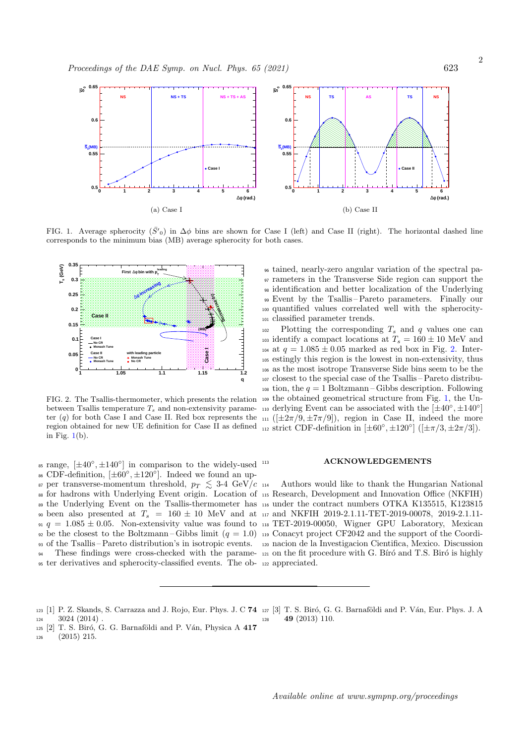NS

NS + TS

NS + TS + AS

$\bar{S}'_0$ 0.65

0.6

$\bar{S}'_0$(MB)

0.55

0.5

0 1 2 3 4 5 6

$\Delta\varphi$ (rad.)

Case I

(a) Case I

NS TS AS TS NS

$\bar{S}'_0$ 0.65

0.6

$\bar{S}'_0$(MB)

0.55

0.5

0 1 2 3 4 5 6

$\Delta\varphi$ (rad.)

Case II

(b) Case II

FIG. 1. Average spherocity ($\bar{S}'_0$) in $\Delta\phi$ bins are shown for Case I (left) and Case II (right). The horizontal dashed line corresponds to the minimum bias (MB) average spherocity for both cases.

$T_s$ (GeV)

0.35

0.3

0.25

0.2

0.15

0.1

0.05

0

1 1.05 1.1 1.15 1.2

q

First $\Delta\varphi$ bin with $p_T^{leading}$

$\Delta\varphi$ increasing

$\Delta\varphi$ increasing

Case II

Case I

(MB)

Case I
No CR
Monash Tune

Case II
No CR
Monash Tune

with leading particle
Monash Tune
No CR

FIG. 2. The Tsallis-thermometer, which presents the relation between Tsallis temperature $T_s$ and non-extensivity parameter ($q$) for both Case I and Case II. Red box represents the region obtained for new UE definition for Case II as defined in Fig. 1(b).

range, $[\pm 40^\circ, \pm 140^\circ]$ in comparison to the widely-used CDF-definition, $[\pm 60^\circ, \pm 120^\circ]$. Indeed we found an upper transverse-momentum threshold, $p_T \lesssim$ 3-4 GeV/$c$ for hadrons with Underlying Event origin. Location of the Underlying Event on the Tsallis-thermometer has been also presented at $T_s = 160 \pm 10$ MeV and at $q = 1.085 \pm 0.05$. Non-extensivity value was found to be the closest to the Boltzmann – Gibbs limit ($q = 1.0$) of the Tsallis – Pareto distribution's in isotropic events.

These findings were cross-checked with the parameter derivatives and spherocity-classified events. The obtained, nearly-zero angular variation of the spectral parameters in the Transverse Side region can support the identification and better localization of the Underlying Event by the Tsallis – Pareto parameters. Finally our quantified values correlated well with the spherocity-classified parameter trends.

Plotting the corresponding $T_s$ and $q$ values one can identify a compact locations at $T_s = 160 \pm 10$ MeV and at $q = 1.085 \pm 0.05$ marked as red box in Fig. 2. Interestingly this region is the lowest in non-extensivity, thus as the most isotrope Transverse Side bins seem to be the closest to the special case of the Tsallis – Pareto distribution, the $q = 1$ Boltzmann – Gibbs description. Following the obtained geometrical structure from Fig. 1, the Underlying Event can be associated with the $[\pm 40^\circ, \pm 140^\circ]$ ($[\pm 2\pi/9, \pm 7\pi/9]$), region in Case II, indeed the more strict CDF-definition in $[\pm 60^\circ, \pm 120^\circ]$ ($[\pm \pi/3, \pm 2\pi/3]$).

## ACKNOWLEDGEMENTS

Authors would like to thank the Hungarian National Research, Development and Innovation Office (NKFIH) under the contract numbers OTKA K135515, K123815 and NKFIH 2019-2.1.11-TET-2019-00078, 2019-2.1.11-TET-2019-00050, Wigner GPU Laboratory, Mexican Conacyt project CF2042 and the support of the Coordinacion de la Investigacion Cientifica, Mexico. Discussion on the fit procedure with G. Bíró and T.S. Biró is highly appreciated.

---

[1] P. Z. Skands, S. Carrazza and J. Rojo, Eur. Phys. J. C **74** 3024 (2014) .

[2] T. S. Biró, G. G. Barnaföldi and P. Ván, Physica A **417** (2015) 215.

[3] T. S. Biró, G. G. Barnaföldi and P. Ván, Eur. Phys. J. A **49** (2013) 110.